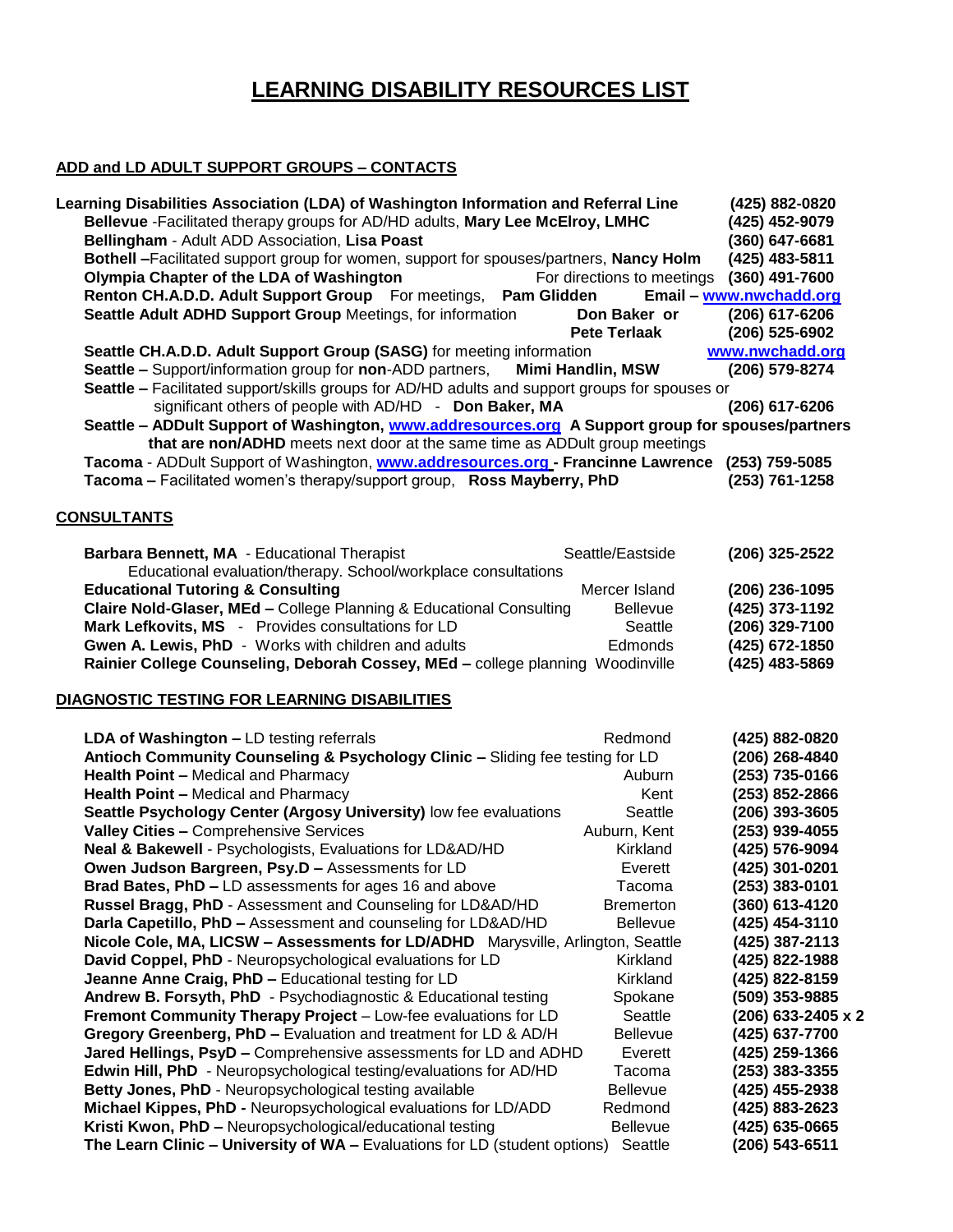# LEARNING DISABILITY RESOURCES LIST

## ADD and LD ADULT SUPPORT GROUPS – CONTACTS

**Learning Disabilities Association (LDA) of Washington Information and Referral Line** **(425) 882-0820**

- **Bellevue** -Facilitated therapy groups for AD/HD adults, **Mary Lee McElroy, LMHC** **(425) 452-9079**
- **Bellingham** - Adult ADD Association, **Lisa Poast** **(360) 647-6681**
- **Bothell** –Facilitated support group for women, support for spouses/partners, **Nancy Holm** **(425) 483-5811**
- **Olympia Chapter of the LDA of Washington** For directions to meetings **(360) 491-7600**
- **Renton CH.A.D.D. Adult Support Group** For meetings, **Pam Glidden** **Email – www.nwchadd.org**
- **Seattle Adult ADHD Support Group** Meetings, for information **Don Baker or** **(206) 617-6206** **Pete Terlaak** **(206) 525-6902**
- **Seattle CH.A.D.D. Adult Support Group (SASG)** for meeting information **www.nwchadd.org**
- **Seattle –** Support/information group for **non**-ADD partners, **Mimi Handlin, MSW** **(206) 579-8274**
- **Seattle –** Facilitated support/skills groups for AD/HD adults and support groups for spouses or significant others of people with AD/HD - **Don Baker, MA** **(206) 617-6206**
- **Seattle – ADDult Support of Washington, www.addresources.org A Support group for spouses/partners that are non/ADHD** meets next door at the same time as ADDult group meetings
- **Tacoma** - ADDult Support of Washington, **www.addresources.org - Francinne Lawrence** **(253) 759-5085**
- **Tacoma –** Facilitated women's therapy/support group, **Ross Mayberry, PhD** **(253) 761-1258**

## CONSULTANTS

| Name / Service | Location | Phone |
|---|---|---|
| **Barbara Bennett, MA** - Educational Therapist<br>Educational evaluation/therapy. School/workplace consultations | Seattle/Eastside | **(206) 325-2522** |
| **Educational Tutoring & Consulting** | Mercer Island | **(206) 236-1095** |
| **Claire Nold-Glaser, MEd –** College Planning & Educational Consulting | Bellevue | **(425) 373-1192** |
| **Mark Lefkovits, MS** - Provides consultations for LD | Seattle | **(206) 329-7100** |
| **Gwen A. Lewis, PhD** - Works with children and adults | Edmonds | **(425) 672-1850** |
| **Rainier College Counseling, Deborah Cossey, MEd –** college planning | Woodinville | **(425) 483-5869** |

## DIAGNOSTIC TESTING FOR LEARNING DISABILITIES

| Name / Service | Location | Phone |
|---|---|---|
| **LDA of Washington –** LD testing referrals | Redmond | **(425) 882-0820** |
| **Antioch Community Counseling & Psychology Clinic –** Sliding fee testing for LD | | **(206) 268-4840** |
| **Health Point –** Medical and Pharmacy | Auburn | **(253) 735-0166** |
| **Health Point –** Medical and Pharmacy | Kent | **(253) 852-2866** |
| **Seattle Psychology Center (Argosy University)** low fee evaluations | Seattle | **(206) 393-3605** |
| **Valley Cities –** Comprehensive Services | Auburn, Kent | **(253) 939-4055** |
| **Neal & Bakewell** - Psychologists, Evaluations for LD&AD/HD | Kirkland | **(425) 576-9094** |
| **Owen Judson Bargreen, Psy.D –** Assessments for LD | Everett | **(425) 301-0201** |
| **Brad Bates, PhD –** LD assessments for ages 16 and above | Tacoma | **(253) 383-0101** |
| **Russel Bragg, PhD** - Assessment and Counseling for LD&AD/HD | Bremerton | **(360) 613-4120** |
| **Darla Capetillo, PhD –** Assessment and counseling for LD&AD/HD | Bellevue | **(425) 454-3110** |
| **Nicole Cole, MA, LICSW – Assessments for LD/ADHD** | Marysville, Arlington, Seattle | **(425) 387-2113** |
| **David Coppel, PhD** - Neuropsychological evaluations for LD | Kirkland | **(425) 822-1988** |
| **Jeanne Anne Craig, PhD –** Educational testing for LD | Kirkland | **(425) 822-8159** |
| **Andrew B. Forsyth, PhD** - Psychodiagnostic & Educational testing | Spokane | **(509) 353-9885** |
| **Fremont Community Therapy Project –** Low-fee evaluations for LD | Seattle | **(206) 633-2405 x 2** |
| **Gregory Greenberg, PhD –** Evaluation and treatment for LD & AD/H | Bellevue | **(425) 637-7700** |
| **Jared Hellings, PsyD –** Comprehensive assessments for LD and ADHD | Everett | **(425) 259-1366** |
| **Edwin Hill, PhD** - Neuropsychological testing/evaluations for AD/HD | Tacoma | **(253) 383-3355** |
| **Betty Jones, PhD** - Neuropsychological testing available | Bellevue | **(425) 455-2938** |
| **Michael Kippes, PhD -** Neuropsychological evaluations for LD/ADD | Redmond | **(425) 883-2623** |
| **Kristi Kwon, PhD –** Neuropsychological/educational testing | Bellevue | **(425) 635-0665** |
| **The Learn Clinic – University of WA –** Evaluations for LD (student options) | Seattle | **(206) 543-6511** |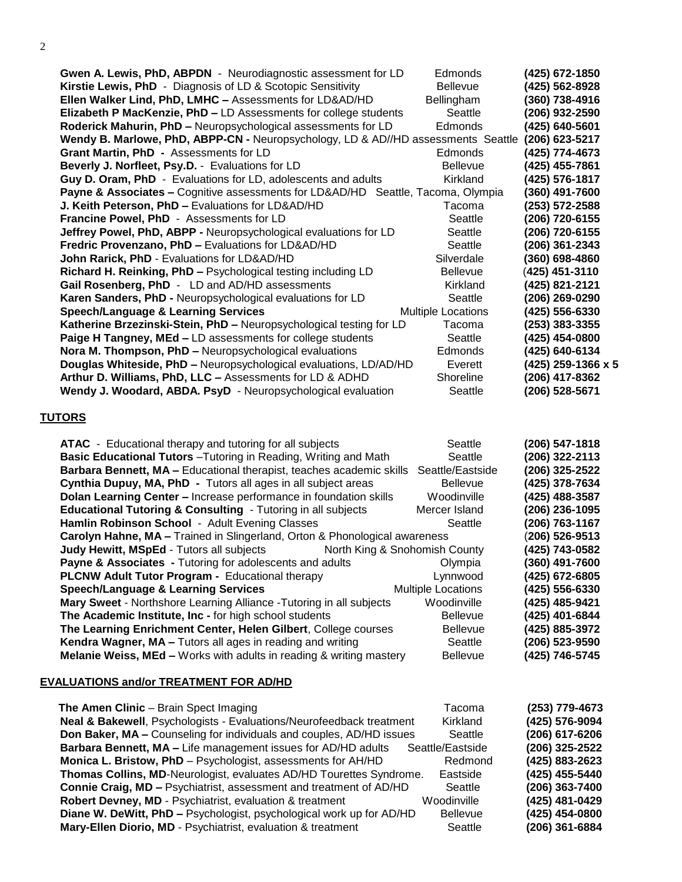| | | |
|---|---|---|
| **Gwen A. Lewis, PhD, ABPDN** - Neurodiagnostic assessment for LD | Edmonds | **(425) 672-1850** |
| **Kirstie Lewis, PhD** - Diagnosis of LD & Scotopic Sensitivity | Bellevue | **(425) 562-8928** |
| **Ellen Walker Lind, PhD, LMHC –** Assessments for LD&AD/HD | Bellingham | **(360) 738-4916** |
| **Elizabeth P MacKenzie, PhD –** LD Assessments for college students | Seattle | **(206) 932-2590** |
| **Roderick Mahurin, PhD –** Neuropsychological assessments for LD | Edmonds | **(425) 640-5601** |
| **Wendy B. Marlowe, PhD, ABPP-CN -** Neuropsychology, LD & AD//HD assessments | Seattle | **(206) 623-5217** |
| **Grant Martin, PhD -** Assessments for LD | Edmonds | **(425) 774-4673** |
| **Beverly J. Norfleet, Psy.D.** - Evaluations for LD | Bellevue | **(425) 455-7861** |
| **Guy D. Oram, PhD** - Evaluations for LD, adolescents and adults | Kirkland | **(425) 576-1817** |
| **Payne & Associates –** Cognitive assessments for LD&AD/HD | Seattle, Tacoma, Olympia | **(360) 491-7600** |
| **J. Keith Peterson, PhD –** Evaluations for LD&AD/HD | Tacoma | **(253) 572-2588** |
| **Francine Powel, PhD** - Assessments for LD | Seattle | **(206) 720-6155** |
| **Jeffrey Powel, PhD, ABPP -** Neuropsychological evaluations for LD | Seattle | **(206) 720-6155** |
| **Fredric Provenzano, PhD –** Evaluations for LD&AD/HD | Seattle | **(206) 361-2343** |
| **John Rarick, PhD** - Evaluations for LD&AD/HD | Silverdale | **(360) 698-4860** |
| **Richard H. Reinking, PhD –** Psychological testing including LD | Bellevue | **(425) 451-3110** |
| **Gail Rosenberg, PhD** - LD and AD/HD assessments | Kirkland | **(425) 821-2121** |
| **Karen Sanders, PhD -** Neuropsychological evaluations for LD | Seattle | **(206) 269-0290** |
| **Speech/Language & Learning Services** | Multiple Locations | **(425) 556-6330** |
| **Katherine Brzezinski-Stein, PhD –** Neuropsychological testing for LD | Tacoma | **(253) 383-3355** |
| **Paige H Tangney, MEd –** LD assessments for college students | Seattle | **(425) 454-0800** |
| **Nora M. Thompson, PhD –** Neuropsychological evaluations | Edmonds | **(425) 640-6134** |
| **Douglas Whiteside, PhD –** Neuropsychological evaluations, LD/AD/HD | Everett | **(425) 259-1366 x 5** |
| **Arthur D. Williams, PhD, LLC –** Assessments for LD & ADHD | Shoreline | **(206) 417-8362** |
| **Wendy J. Woodard, ABDA. PsyD** - Neuropsychological evaluation | Seattle | **(206) 528-5671** |

## TUTORS

| | | |
|---|---|---|
| **ATAC** - Educational therapy and tutoring for all subjects | Seattle | **(206) 547-1818** |
| **Basic Educational Tutors** –Tutoring in Reading, Writing and Math | Seattle | **(206) 322-2113** |
| **Barbara Bennett, MA –** Educational therapist, teaches academic skills | Seattle/Eastside | **(206) 325-2522** |
| **Cynthia Dupuy, MA, PhD -** Tutors all ages in all subject areas | Bellevue | **(425) 378-7634** |
| **Dolan Learning Center –** Increase performance in foundation skills | Woodinville | **(425) 488-3587** |
| **Educational Tutoring & Consulting** - Tutoring in all subjects | Mercer Island | **(206) 236-1095** |
| **Hamlin Robinson School** - Adult Evening Classes | Seattle | **(206) 763-1167** |
| **Carolyn Hahne, MA –** Trained in Slingerland, Orton & Phonological awareness | | **(206) 526-9513** |
| **Judy Hewitt, MSpEd** - Tutors all subjects | North King & Snohomish County | **(425) 743-0582** |
| **Payne & Associates -** Tutoring for adolescents and adults | Olympia | **(360) 491-7600** |
| **PLCNW Adult Tutor Program -** Educational therapy | Lynnwood | **(425) 672-6805** |
| **Speech/Language & Learning Services** | Multiple Locations | **(425) 556-6330** |
| **Mary Sweet** - Northshore Learning Alliance -Tutoring in all subjects | Woodinville | **(425) 485-9421** |
| **The Academic Institute, Inc -** for high school students | Bellevue | **(425) 401-6844** |
| **The Learning Enrichment Center, Helen Gilbert**, College courses | Bellevue | **(425) 885-3972** |
| **Kendra Wagner, MA –** Tutors all ages in reading and writing | Seattle | **(206) 523-9590** |
| **Melanie Weiss, MEd –** Works with adults in reading & writing mastery | Bellevue | **(425) 746-5745** |

## EVALUATIONS and/or TREATMENT FOR AD/HD

| | | |
|---|---|---|
| **The Amen Clinic** – Brain Spect Imaging | Tacoma | **(253) 779-4673** |
| **Neal & Bakewell**, Psychologists - Evaluations/Neurofeedback treatment | Kirkland | **(425) 576-9094** |
| **Don Baker, MA –** Counseling for individuals and couples, AD/HD issues | Seattle | **(206) 617-6206** |
| **Barbara Bennett, MA –** Life management issues for AD/HD adults | Seattle/Eastside | **(206) 325-2522** |
| **Monica L. Bristow, PhD** – Psychologist, assessments for AH/HD | Redmond | **(425) 883-2623** |
| **Thomas Collins, MD**-Neurologist, evaluates AD/HD Tourettes Syndrome. | Eastside | **(425) 455-5440** |
| **Connie Craig, MD –** Psychiatrist, assessment and treatment of AD/HD | Seattle | **(206) 363-7400** |
| **Robert Devney, MD** - Psychiatrist, evaluation & treatment | Woodinville | **(425) 481-0429** |
| **Diane W. DeWitt, PhD –** Psychologist, psychological work up for AD/HD | Bellevue | **(425) 454-0800** |
| **Mary-Ellen Diorio, MD** - Psychiatrist, evaluation & treatment | Seattle | **(206) 361-6884** |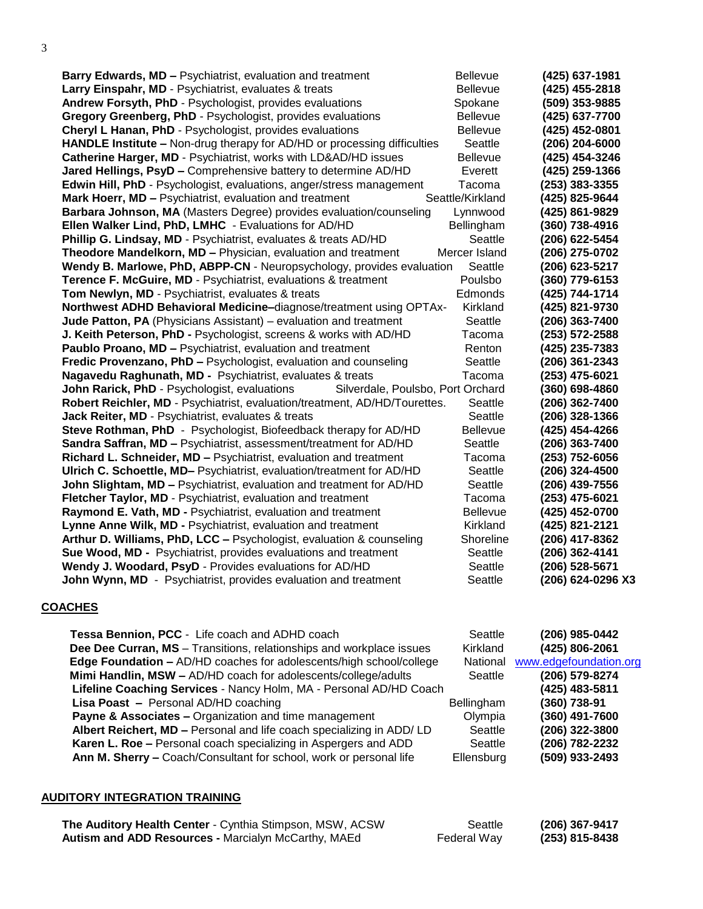| | | |
|---|---|---|
| **Barry Edwards, MD –** Psychiatrist, evaluation and treatment | Bellevue | **(425) 637-1981** |
| **Larry Einspahr, MD** - Psychiatrist, evaluates & treats | Bellevue | **(425) 455-2818** |
| **Andrew Forsyth, PhD** - Psychologist, provides evaluations | Spokane | **(509) 353-9885** |
| **Gregory Greenberg, PhD** - Psychologist, provides evaluations | Bellevue | **(425) 637-7700** |
| **Cheryl L Hanan, PhD** - Psychologist, provides evaluations | Bellevue | **(425) 452-0801** |
| **HANDLE Institute –** Non-drug therapy for AD/HD or processing difficulties | Seattle | **(206) 204-6000** |
| **Catherine Harger, MD** - Psychiatrist, works with LD&AD/HD issues | Bellevue | **(425) 454-3246** |
| **Jared Hellings, PsyD –** Comprehensive battery to determine AD/HD | Everett | **(425) 259-1366** |
| **Edwin Hill, PhD** - Psychologist, evaluations, anger/stress management | Tacoma | **(253) 383-3355** |
| **Mark Hoerr, MD –** Psychiatrist, evaluation and treatment | Seattle/Kirkland | **(425) 825-9644** |
| **Barbara Johnson, MA** (Masters Degree) provides evaluation/counseling | Lynnwood | **(425) 861-9829** |
| **Ellen Walker Lind, PhD, LMHC** - Evaluations for AD/HD | Bellingham | **(360) 738-4916** |
| **Phillip G. Lindsay, MD** - Psychiatrist, evaluates & treats AD/HD | Seattle | **(206) 622-5454** |
| **Theodore Mandelkorn, MD –** Physician, evaluation and treatment | Mercer Island | **(206) 275-0702** |
| **Wendy B. Marlowe, PhD, ABPP-CN** - Neuropsychology, provides evaluation | Seattle | **(206) 623-5217** |
| **Terence F. McGuire, MD** - Psychiatrist, evaluations & treatment | Poulsbo | **(360) 779-6153** |
| **Tom Newlyn, MD** - Psychiatrist, evaluates & treats | Edmonds | **(425) 744-1714** |
| **Northwest ADHD Behavioral Medicine–**diagnose/treatment using OPTAx- | Kirkland | **(425) 821-9730** |
| **Jude Patton, PA** (Physicians Assistant) – evaluation and treatment | Seattle | **(206) 363-7400** |
| **J. Keith Peterson, PhD -** Psychologist, screens & works with AD/HD | Tacoma | **(253) 572-2588** |
| **Paublo Proano, MD –** Psychiatrist, evaluation and treatment | Renton | **(425) 235-7383** |
| **Fredic Provenzano, PhD –** Psychologist, evaluation and counseling | Seattle | **(206) 361-2343** |
| **Nagavedu Raghunath, MD -** Psychiatrist, evaluates & treats | Tacoma | **(253) 475-6021** |
| **John Rarick, PhD** - Psychologist, evaluations | Silverdale, Poulsbo, Port Orchard | **(360) 698-4860** |
| **Robert Reichler, MD** - Psychiatrist, evaluation/treatment, AD/HD/Tourettes. | Seattle | **(206) 362-7400** |
| **Jack Reiter, MD** - Psychiatrist, evaluates & treats | Seattle | **(206) 328-1366** |
| **Steve Rothman, PhD** - Psychologist, Biofeedback therapy for AD/HD | Bellevue | **(425) 454-4266** |
| **Sandra Saffran, MD –** Psychiatrist, assessment/treatment for AD/HD | Seattle | **(206) 363-7400** |
| **Richard L. Schneider, MD –** Psychiatrist, evaluation and treatment | Tacoma | **(253) 752-6056** |
| **Ulrich C. Schoettle, MD–** Psychiatrist, evaluation/treatment for AD/HD | Seattle | **(206) 324-4500** |
| **John Slightam, MD –** Psychiatrist, evaluation and treatment for AD/HD | Seattle | **(206) 439-7556** |
| **Fletcher Taylor, MD** - Psychiatrist, evaluation and treatment | Tacoma | **(253) 475-6021** |
| **Raymond E. Vath, MD -** Psychiatrist, evaluation and treatment | Bellevue | **(425) 452-0700** |
| **Lynne Anne Wilk, MD -** Psychiatrist, evaluation and treatment | Kirkland | **(425) 821-2121** |
| **Arthur D. Williams, PhD, LCC –** Psychologist, evaluation & counseling | Shoreline | **(206) 417-8362** |
| **Sue Wood, MD -** Psychiatrist, provides evaluations and treatment | Seattle | **(206) 362-4141** |
| **Wendy J. Woodard, PsyD** - Provides evaluations for AD/HD | Seattle | **(206) 528-5671** |
| **John Wynn, MD** - Psychiatrist, provides evaluation and treatment | Seattle | **(206) 624-0296 X3** |

## COACHES

| | | |
|---|---|---|
| **Tessa Bennion, PCC** - Life coach and ADHD coach | Seattle | **(206) 985-0442** |
| **Dee Dee Curran, MS** – Transitions, relationships and workplace issues | Kirkland | **(425) 806-2061** |
| **Edge Foundation –** AD/HD coaches for adolescents/high school/college | National | www.edgefoundation.org |
| **Mimi Handlin, MSW –** AD/HD coach for adolescents/college/adults | Seattle | **(206) 579-8274** |
| **Lifeline Coaching Services** - Nancy Holm, MA - Personal AD/HD Coach | | **(425) 483-5811** |
| **Lisa Poast –** Personal AD/HD coaching | Bellingham | **(360) 738-91** |
| **Payne & Associates –** Organization and time management | Olympia | **(360) 491-7600** |
| **Albert Reichert, MD –** Personal and life coach specializing in ADD/ LD | Seattle | **(206) 322-3800** |
| **Karen L. Roe –** Personal coach specializing in Aspergers and ADD | Seattle | **(206) 782-2232** |
| **Ann M. Sherry –** Coach/Consultant for school, work or personal life | Ellensburg | **(509) 933-2493** |

## AUDITORY INTEGRATION TRAINING

| | | |
|---|---|---|
| **The Auditory Health Center** - Cynthia Stimpson, MSW, ACSW | Seattle | **(206) 367-9417** |
| **Autism and ADD Resources -** Marcialyn McCarthy, MAEd | Federal Way | **(253) 815-8438** |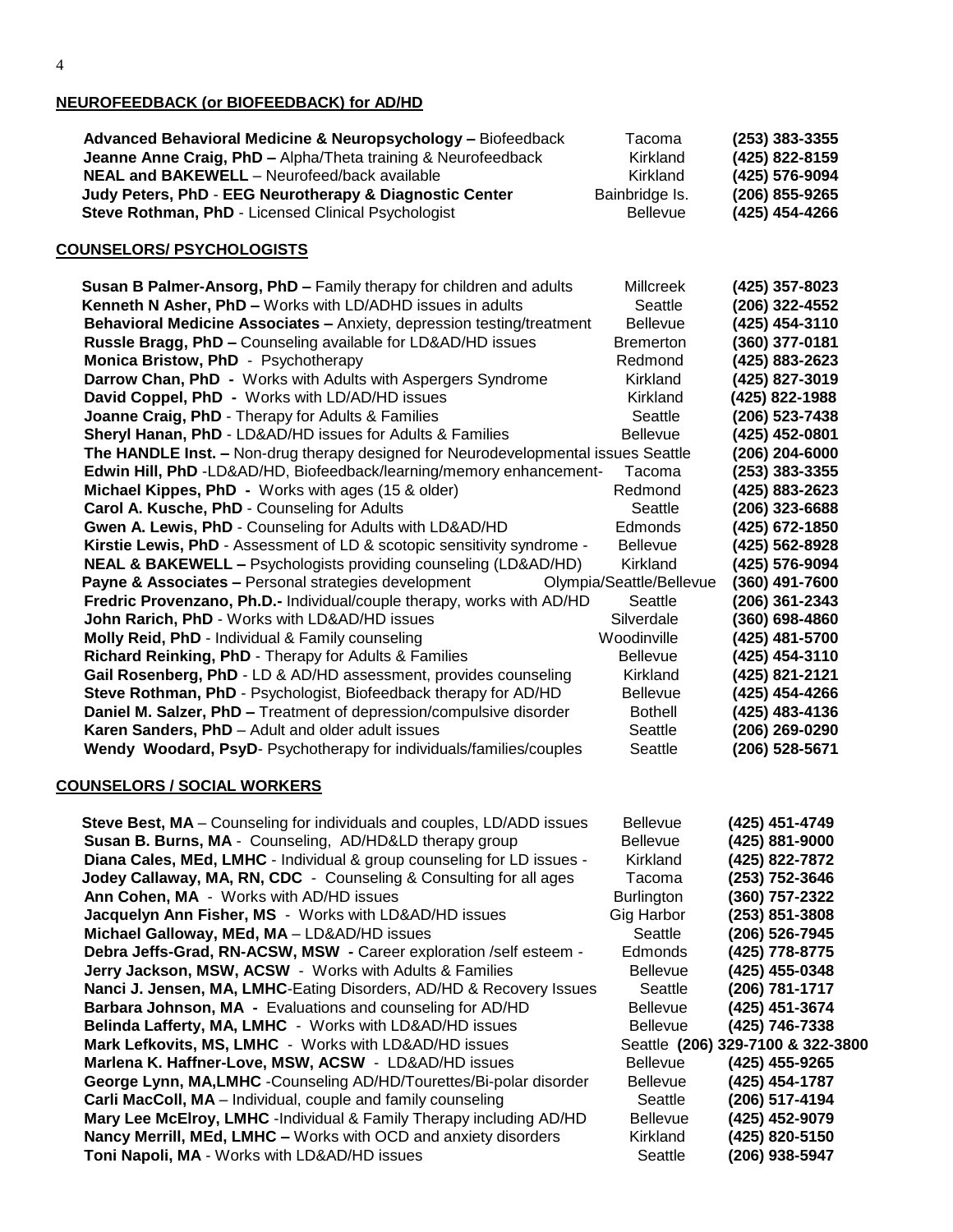## NEUROFEEDBACK (or BIOFEEDBACK) for AD/HD

| | | |
|---|---|---|
| **Advanced Behavioral Medicine & Neuropsychology –** Biofeedback | Tacoma | **(253) 383-3355** |
| **Jeanne Anne Craig, PhD –** Alpha/Theta training & Neurofeedback | Kirkland | **(425) 822-8159** |
| **NEAL and BAKEWELL** – Neurofeed/back available | Kirkland | **(425) 576-9094** |
| **Judy Peters, PhD** - **EEG Neurotherapy & Diagnostic Center** | Bainbridge Is. | **(206) 855-9265** |
| **Steve Rothman, PhD** - Licensed Clinical Psychologist | Bellevue | **(425) 454-4266** |

## COUNSELORS/ PSYCHOLOGISTS

| | | |
|---|---|---|
| **Susan B Palmer-Ansorg, PhD –** Family therapy for children and adults | Millcreek | **(425) 357-8023** |
| **Kenneth N Asher, PhD –** Works with LD/ADHD issues in adults | Seattle | **(206) 322-4552** |
| **Behavioral Medicine Associates –** Anxiety, depression testing/treatment | Bellevue | **(425) 454-3110** |
| **Russle Bragg, PhD –** Counseling available for LD&AD/HD issues | Bremerton | **(360) 377-0181** |
| **Monica Bristow, PhD** - Psychotherapy | Redmond | **(425) 883-2623** |
| **Darrow Chan, PhD** - Works with Adults with Aspergers Syndrome | Kirkland | **(425) 827-3019** |
| **David Coppel, PhD** - Works with LD/AD/HD issues | Kirkland | **(425) 822-1988** |
| **Joanne Craig, PhD** - Therapy for Adults & Families | Seattle | **(206) 523-7438** |
| **Sheryl Hanan, PhD** - LD&AD/HD issues for Adults & Families | Bellevue | **(425) 452-0801** |
| **The HANDLE Inst. –** Non-drug therapy designed for Neurodevelopmental issues | Seattle | **(206) 204-6000** |
| **Edwin Hill, PhD** -LD&AD/HD, Biofeedback/learning/memory enhancement- | Tacoma | **(253) 383-3355** |
| **Michael Kippes, PhD** - Works with ages (15 & older) | Redmond | **(425) 883-2623** |
| **Carol A. Kusche, PhD** - Counseling for Adults | Seattle | **(206) 323-6688** |
| **Gwen A. Lewis, PhD** - Counseling for Adults with LD&AD/HD | Edmonds | **(425) 672-1850** |
| **Kirstie Lewis, PhD** - Assessment of LD & scotopic sensitivity syndrome - | Bellevue | **(425) 562-8928** |
| **NEAL & BAKEWELL –** Psychologists providing counseling (LD&AD/HD) | Kirkland | **(425) 576-9094** |
| **Payne & Associates –** Personal strategies development | Olympia/Seattle/Bellevue | **(360) 491-7600** |
| **Fredric Provenzano, Ph.D.-** Individual/couple therapy, works with AD/HD | Seattle | **(206) 361-2343** |
| **John Rarich, PhD** - Works with LD&AD/HD issues | Silverdale | **(360) 698-4860** |
| **Molly Reid, PhD** - Individual & Family counseling | Woodinville | **(425) 481-5700** |
| **Richard Reinking, PhD** - Therapy for Adults & Families | Bellevue | **(425) 454-3110** |
| **Gail Rosenberg, PhD** - LD & AD/HD assessment, provides counseling | Kirkland | **(425) 821-2121** |
| **Steve Rothman, PhD** - Psychologist, Biofeedback therapy for AD/HD | Bellevue | **(425) 454-4266** |
| **Daniel M. Salzer, PhD –** Treatment of depression/compulsive disorder | Bothell | **(425) 483-4136** |
| **Karen Sanders, PhD** – Adult and older adult issues | Seattle | **(206) 269-0290** |
| **Wendy Woodard, PsyD**- Psychotherapy for individuals/families/couples | Seattle | **(206) 528-5671** |

## COUNSELORS / SOCIAL WORKERS

| | | |
|---|---|---|
| **Steve Best, MA** – Counseling for individuals and couples, LD/ADD issues | Bellevue | **(425) 451-4749** |
| **Susan B. Burns, MA** - Counseling, AD/HD&LD therapy group | Bellevue | **(425) 881-9000** |
| **Diana Cales, MEd, LMHC** - Individual & group counseling for LD issues - | Kirkland | **(425) 822-7872** |
| **Jodey Callaway, MA, RN, CDC** - Counseling & Consulting for all ages | Tacoma | **(253) 752-3646** |
| **Ann Cohen, MA** - Works with AD/HD issues | Burlington | **(360) 757-2322** |
| **Jacquelyn Ann Fisher, MS** - Works with LD&AD/HD issues | Gig Harbor | **(253) 851-3808** |
| **Michael Galloway, MEd, MA** – LD&AD/HD issues | Seattle | **(206) 526-7945** |
| **Debra Jeffs-Grad, RN-ACSW, MSW -** Career exploration /self esteem - | Edmonds | **(425) 778-8775** |
| **Jerry Jackson, MSW, ACSW** - Works with Adults & Families | Bellevue | **(425) 455-0348** |
| **Nanci J. Jensen, MA, LMHC**-Eating Disorders, AD/HD & Recovery Issues | Seattle | **(206) 781-1717** |
| **Barbara Johnson, MA -** Evaluations and counseling for AD/HD | Bellevue | **(425) 451-3674** |
| **Belinda Lafferty, MA, LMHC** - Works with LD&AD/HD issues | Bellevue | **(425) 746-7338** |
| **Mark Lefkovits, MS, LMHC** - Works with LD&AD/HD issues | Seattle | **(206) 329-7100 & 322-3800** |
| **Marlena K. Haffner-Love, MSW, ACSW** - LD&AD/HD issues | Bellevue | **(425) 455-9265** |
| **George Lynn, MA,LMHC** -Counseling AD/HD/Tourettes/Bi-polar disorder | Bellevue | **(425) 454-1787** |
| **Carli MacColl, MA** – Individual, couple and family counseling | Seattle | **(206) 517-4194** |
| **Mary Lee McElroy, LMHC** -Individual & Family Therapy including AD/HD | Bellevue | **(425) 452-9079** |
| **Nancy Merrill, MEd, LMHC –** Works with OCD and anxiety disorders | Kirkland | **(425) 820-5150** |
| **Toni Napoli, MA** - Works with LD&AD/HD issues | Seattle | **(206) 938-5947** |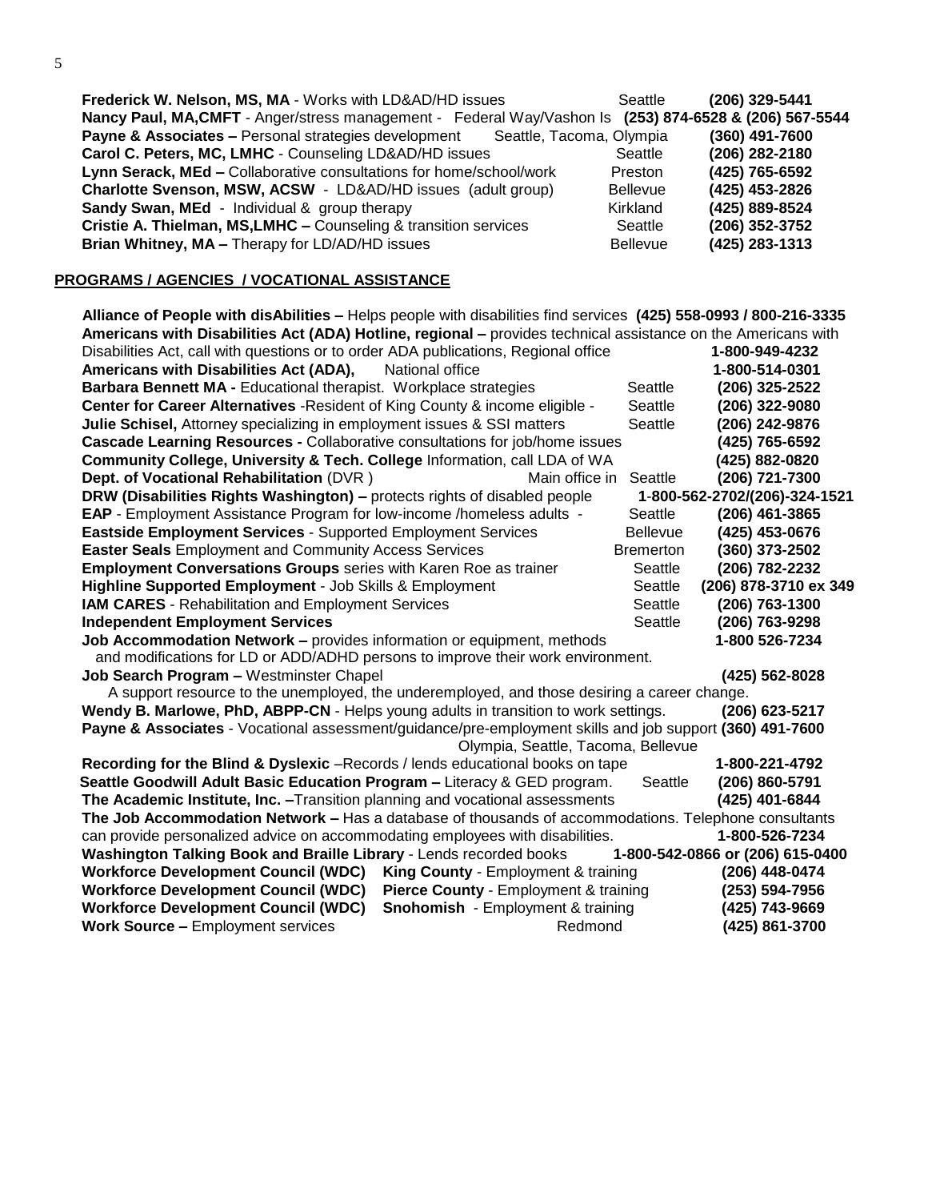**Frederick W. Nelson, MS, MA** - Works with LD&AD/HD issues Seattle **(206) 329-5441**
**Nancy Paul, MA,CMFT** - Anger/stress management - Federal Way/Vashon Is **(253) 874-6528 & (206) 567-5544**
**Payne & Associates –** Personal strategies development Seattle, Tacoma, Olympia **(360) 491-7600**
**Carol C. Peters, MC, LMHC** - Counseling LD&AD/HD issues Seattle **(206) 282-2180**
**Lynn Serack, MEd –** Collaborative consultations for home/school/work Preston **(425) 765-6592**
**Charlotte Svenson, MSW, ACSW** - LD&AD/HD issues (adult group) Bellevue **(425) 453-2826**
**Sandy Swan, MEd** - Individual & group therapy Kirkland **(425) 889-8524**
**Cristie A. Thielman, MS,LMHC –** Counseling & transition services Seattle **(206) 352-3752**
**Brian Whitney, MA –** Therapy for LD/AD/HD issues Bellevue **(425) 283-1313**

## PROGRAMS / AGENCIES / VOCATIONAL ASSISTANCE

**Alliance of People with disAbilities –** Helps people with disabilities find services **(425) 558-0993 / 800-216-3335**
**Americans with Disabilities Act (ADA) Hotline, regional –** provides technical assistance on the Americans with Disabilities Act, call with questions or to order ADA publications, Regional office **1-800-949-4232**
**Americans with Disabilities Act (ADA),** National office **1-800-514-0301**
**Barbara Bennett MA -** Educational therapist. Workplace strategies Seattle **(206) 325-2522**
**Center for Career Alternatives** -Resident of King County & income eligible - Seattle **(206) 322-9080**
**Julie Schisel,** Attorney specializing in employment issues & SSI matters Seattle **(206) 242-9876**
**Cascade Learning Resources -** Collaborative consultations for job/home issues **(425) 765-6592**
**Community College, University & Tech. College** Information, call LDA of WA **(425) 882-0820**
**Dept. of Vocational Rehabilitation** (DVR ) Main office in Seattle **(206) 721-7300**
**DRW (Disabilities Rights Washington) –** protects rights of disabled people **1-800-562-2702/(206)-324-1521**
**EAP** - Employment Assistance Program for low-income /homeless adults - Seattle **(206) 461-3865**
**Eastside Employment Services** - Supported Employment Services Bellevue **(425) 453-0676**
**Easter Seals** Employment and Community Access Services Bremerton **(360) 373-2502**
**Employment Conversations Groups** series with Karen Roe as trainer Seattle **(206) 782-2232**
**Highline Supported Employment** - Job Skills & Employment Seattle **(206) 878-3710 ex 349**
**IAM CARES** - Rehabilitation and Employment Services Seattle **(206) 763-1300**
**Independent Employment Services** Seattle **(206) 763-9298**
**Job Accommodation Network –** provides information or equipment, methods and modifications for LD or ADD/ADHD persons to improve their work environment. **1-800 526-7234**
**Job Search Program –** Westminster Chapel **(425) 562-8028**
A support resource to the unemployed, the underemployed, and those desiring a career change.
**Wendy B. Marlowe, PhD, ABPP-CN** - Helps young adults in transition to work settings. **(206) 623-5217**
**Payne & Associates** - Vocational assessment/guidance/pre-employment skills and job support **(360) 491-7600**
Olympia, Seattle, Tacoma, Bellevue
**Recording for the Blind & Dyslexic** –Records / lends educational books on tape **1-800-221-4792**
**Seattle Goodwill Adult Basic Education Program –** Literacy & GED program. Seattle **(206) 860-5791**
**The Academic Institute, Inc. –**Transition planning and vocational assessments **(425) 401-6844**
**The Job Accommodation Network –** Has a database of thousands of accommodations. Telephone consultants can provide personalized advice on accommodating employees with disabilities. **1-800-526-7234**
**Washington Talking Book and Braille Library** - Lends recorded books **1-800-542-0866 or (206) 615-0400**
**Workforce Development Council (WDC)** **King County** - Employment & training **(206) 448-0474**
**Workforce Development Council (WDC)** **Pierce County** - Employment & training **(253) 594-7956**
**Workforce Development Council (WDC)** **Snohomish** - Employment & training **(425) 743-9669**
**Work Source –** Employment services Redmond **(425) 861-3700**